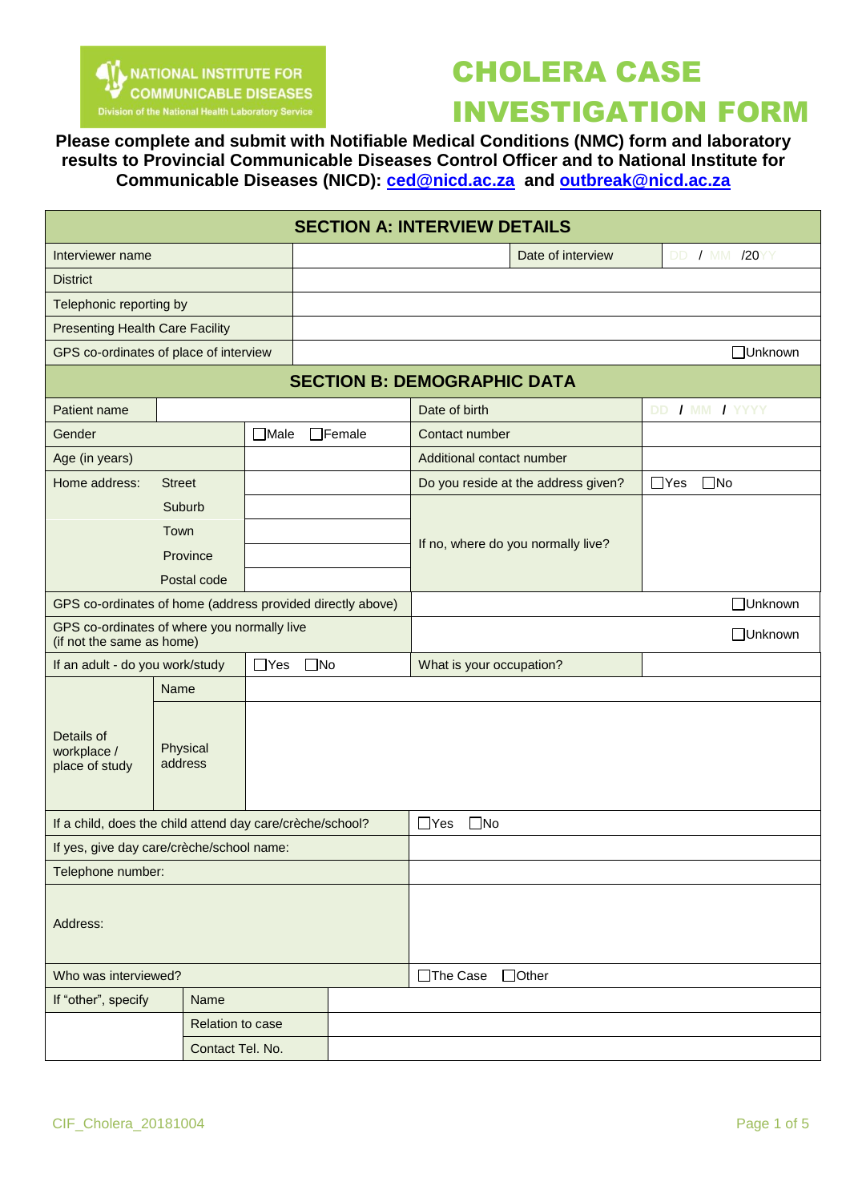NATIONAL INSTITUTE FOR COMMUNICABLE DISEASES
Division of the National Health Laboratory Service

# CHOLERA CASE INVESTIGATION FORM

**Please complete and submit with Notifiable Medical Conditions (NMC) form and laboratory results to Provincial Communicable Diseases Control Officer and to National Institute for Communicable Diseases (NICD): ced@nicd.ac.za and outbreak@nicd.ac.za**

## SECTION A: INTERVIEW DETAILS

| | | | |
|---|---|---|---|
| Interviewer name | | Date of interview | DD / MM /20YY |
| District | | | |
| Telephonic reporting by | | | |
| Presenting Health Care Facility | | | |
| GPS co-ordinates of place of interview | | | ☐Unknown |

## SECTION B: DEMOGRAPHIC DATA

| | | | | |
|---|---|---|---|---|
| Patient name | | | Date of birth | DD / MM / YYYY |
| Gender | | ☐Male ☐Female | Contact number | |
| Age (in years) | | | Additional contact number | |
| Home address: | Street | | Do you reside at the address given? | ☐Yes ☐No |
| | Suburb | | If no, where do you normally live? | |
| | Town | | | |
| | Province | | | |
| | Postal code | | | |
| GPS co-ordinates of home (address provided directly above) | | | | ☐Unknown |
| GPS co-ordinates of where you normally live (if not the same as home) | | | | ☐Unknown |
| If an adult - do you work/study | | ☐Yes ☐No | What is your occupation? | |
| Details of workplace / place of study | Name | | | |
| | Physical address | | | |
| If a child, does the child attend day care/crèche/school? | | | ☐Yes ☐No | |
| If yes, give day care/crèche/school name: | | | | |
| Telephone number: | | | | |
| Address: | | | | |
| Who was interviewed? | | | ☐The Case ☐Other | |
| If "other", specify | Name | | | |
| | Relation to case | | | |
| | Contact Tel. No. | | | |

CIF_Cholera_20181004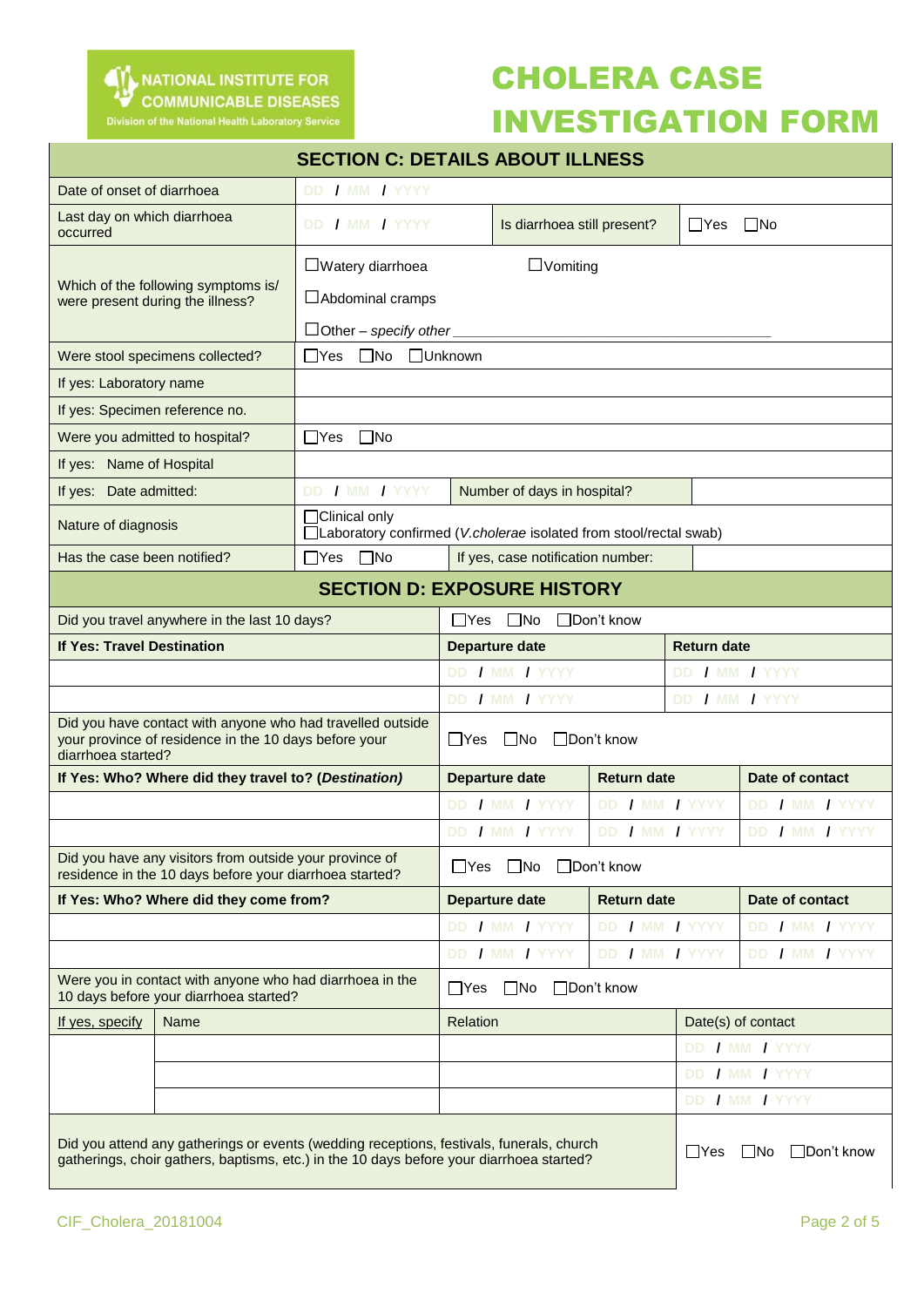NATIONAL INSTITUTE FOR COMMUNICABLE DISEASES
Division of the National Health Laboratory Service

# CHOLERA CASE INVESTIGATION FORM

## SECTION C: DETAILS ABOUT ILLNESS

| | | | |
|---|---|---|---|
| Date of onset of diarrhoea | DD / MM / YYYY | | |
| Last day on which diarrhoea occurred | DD / MM / YYYY | Is diarrhoea still present? | ☐Yes ☐No |
| Which of the following symptoms is/ were present during the illness? | ☐Watery diarrhoea ☐Vomiting<br>☐Abdominal cramps<br>☐Other – *specify other* ______ | | |
| Were stool specimens collected? | ☐Yes ☐No ☐Unknown | | |
| If yes: Laboratory name | | | |
| If yes: Specimen reference no. | | | |
| Were you admitted to hospital? | ☐Yes ☐No | | |
| If yes: Name of Hospital | | | |
| If yes: Date admitted: | DD / MM / YYYY | Number of days in hospital? | |
| Nature of diagnosis | ☐Clinical only<br>☐Laboratory confirmed (*V.cholerae* isolated from stool/rectal swab) | | |
| Has the case been notified? | ☐Yes ☐No | If yes, case notification number: | |

## SECTION D: EXPOSURE HISTORY

| | | |
|---|---|---|
| Did you travel anywhere in the last 10 days? | ☐Yes ☐No ☐Don't know | |
| **If Yes: Travel Destination** | **Departure date** | **Return date** |
| | DD / MM / YYYY | DD / MM / YYYY |
| | DD / MM / YYYY | DD / MM / YYYY |

| | | | |
|---|---|---|---|
| Did you have contact with anyone who had travelled outside your province of residence in the 10 days before your diarrhoea started? | ☐Yes ☐No ☐Don't know | | |
| **If Yes: Who? Where did they travel to? (*Destination*)** | **Departure date** | **Return date** | **Date of contact** |
| | DD / MM / YYYY | DD / MM / YYYY | DD / MM / YYYY |
| | DD / MM / YYYY | DD / MM / YYYY | DD / MM / YYYY |
| Did you have any visitors from outside your province of residence in the 10 days before your diarrhoea started? | ☐Yes ☐No ☐Don't know | | |
| **If Yes: Who? Where did they come from?** | **Departure date** | **Return date** | **Date of contact** |
| | DD / MM / YYYY | DD / MM / YYYY | DD / MM / YYYY |
| | DD / MM / YYYY | DD / MM / YYYY | DD / MM / YYYY |

| | | | |
|---|---|---|---|
| Were you in contact with anyone who had diarrhoea in the 10 days before your diarrhoea started? | | ☐Yes ☐No ☐Don't know | |
| If yes, specify | Name | Relation | Date(s) of contact |
| | | | DD / MM / YYYY |
| | | | DD / MM / YYYY |
| | | | DD / MM / YYYY |

| | |
|---|---|
| Did you attend any gatherings or events (wedding receptions, festivals, funerals, church gatherings, choir gathers, baptisms, etc.) in the 10 days before your diarrhoea started? | ☐Yes ☐No ☐Don't know |

CIF_Cholera_20181004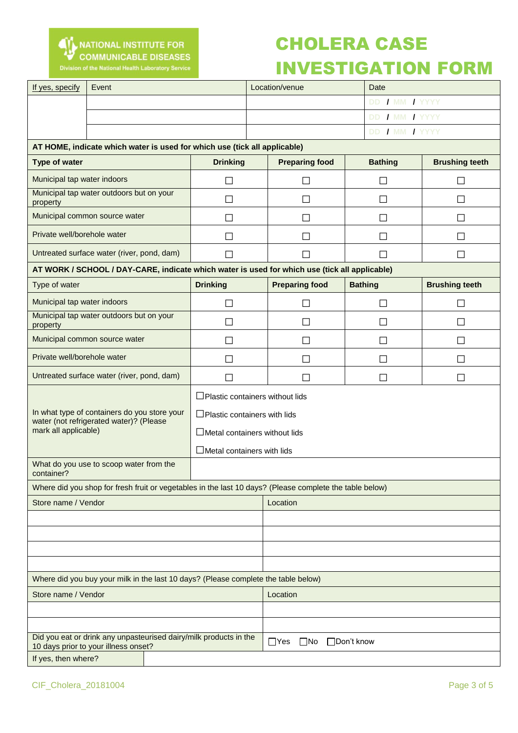NATIONAL INSTITUTE FOR COMMUNICABLE DISEASES
Division of the National Health Laboratory Service

# CHOLERA CASE INVESTIGATION FORM

| If yes, specify | Event | Location/venue | Date |
|---|---|---|---|
| | | | DD / MM / YYYY |
| | | | DD / MM / YYYY |
| | | | DD / MM / YYYY |

**AT HOME, indicate which water is used for which use (tick all applicable)**

| Type of water | Drinking | Preparing food | Bathing | Brushing teeth |
|---|---|---|---|---|
| Municipal tap water indoors | ☐ | ☐ | ☐ | ☐ |
| Municipal tap water outdoors but on your property | ☐ | ☐ | ☐ | ☐ |
| Municipal common source water | ☐ | ☐ | ☐ | ☐ |
| Private well/borehole water | ☐ | ☐ | ☐ | ☐ |
| Untreated surface water (river, pond, dam) | ☐ | ☐ | ☐ | ☐ |

**AT WORK / SCHOOL / DAY-CARE, indicate which water is used for which use (tick all applicable)**

| Type of water | Drinking | Preparing food | Bathing | Brushing teeth |
|---|---|---|---|---|
| Municipal tap water indoors | ☐ | ☐ | ☐ | ☐ |
| Municipal tap water outdoors but on your property | ☐ | ☐ | ☐ | ☐ |
| Municipal common source water | ☐ | ☐ | ☐ | ☐ |
| Private well/borehole water | ☐ | ☐ | ☐ | ☐ |
| Untreated surface water (river, pond, dam) | ☐ | ☐ | ☐ | ☐ |

| | |
|---|---|
| In what type of containers do you store your water (not refrigerated water)? (Please mark all applicable) | ☐Plastic containers without lids<br>☐Plastic containers with lids<br>☐Metal containers without lids<br>☐Metal containers with lids |
| What do you use to scoop water from the container? | |

Where did you shop for fresh fruit or vegetables in the last 10 days? (Please complete the table below)

| Store name / Vendor | Location |
|---|---|
| | |
| | |
| | |
| | |

Where did you buy your milk in the last 10 days? (Please complete the table below)

| Store name / Vendor | Location |
|---|---|
| | |
| | |

| | |
|---|---|
| Did you eat or drink any unpasteurised dairy/milk products in the 10 days prior to your illness onset? | ☐Yes ☐No ☐Don't know |
| If yes, then where? | |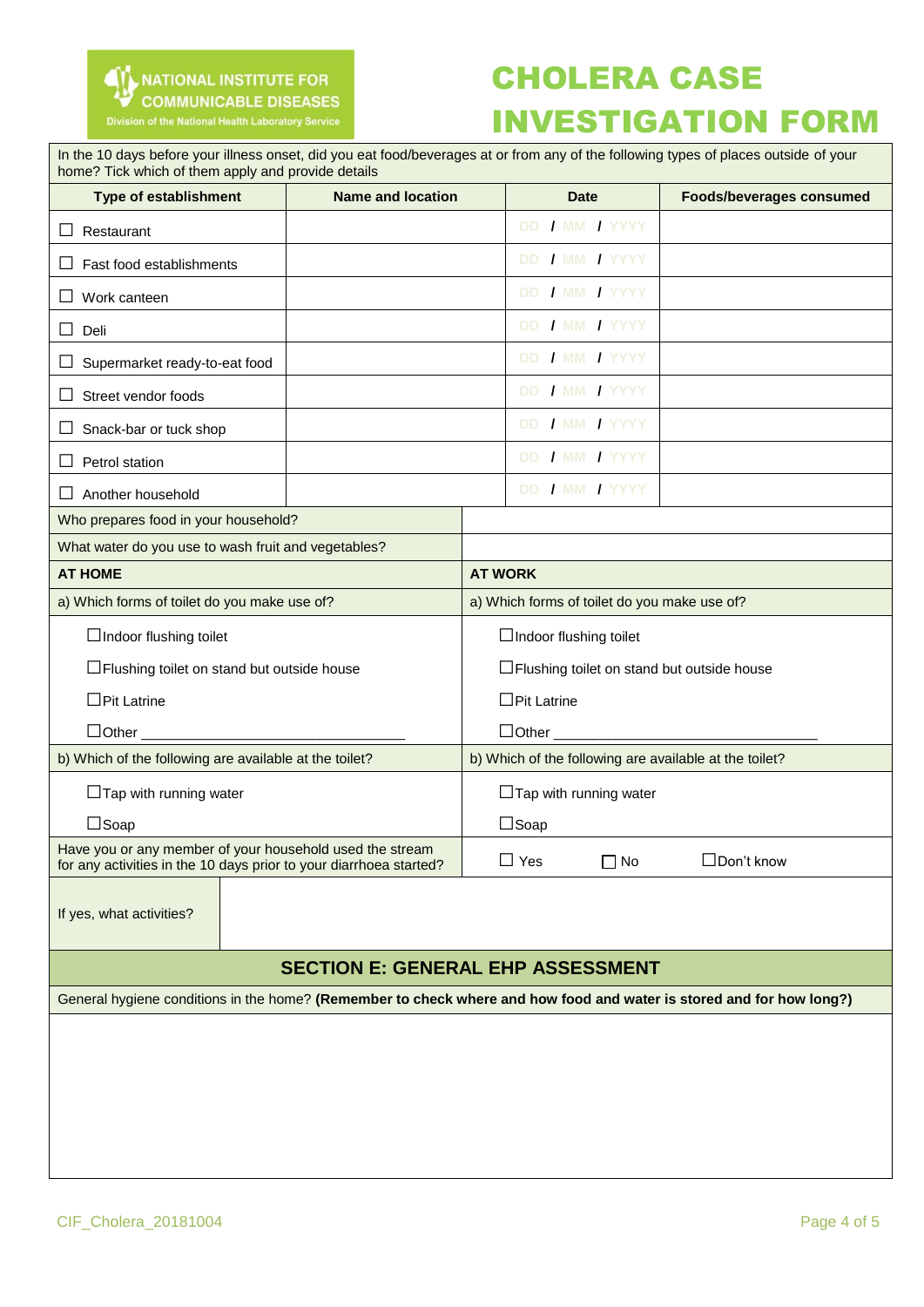# CHOLERA CASE INVESTIGATION FORM

In the 10 days before your illness onset, did you eat food/beverages at or from any of the following types of places outside of your home? Tick which of them apply and provide details

| Type of establishment | Name and location | Date | Foods/beverages consumed |
|---|---|---|---|
| ☐ Restaurant | | DD / MM / YYYY | |
| ☐ Fast food establishments | | DD / MM / YYYY | |
| ☐ Work canteen | | DD / MM / YYYY | |
| ☐ Deli | | DD / MM / YYYY | |
| ☐ Supermarket ready-to-eat food | | DD / MM / YYYY | |
| ☐ Street vendor foods | | DD / MM / YYYY | |
| ☐ Snack-bar or tuck shop | | DD / MM / YYYY | |
| ☐ Petrol station | | DD / MM / YYYY | |
| ☐ Another household | | DD / MM / YYYY | |

| | |
|---|---|
| Who prepares food in your household? | |
| What water do you use to wash fruit and vegetables? | |

| **AT HOME** | **AT WORK** |
|---|---|
| a) Which forms of toilet do you make use of? | a) Which forms of toilet do you make use of? |
| ☐Indoor flushing toilet | ☐Indoor flushing toilet |
| ☐Flushing toilet on stand but outside house | ☐Flushing toilet on stand but outside house |
| ☐Pit Latrine | ☐Pit Latrine |
| ☐Other ________________________________ | ☐Other ________________________________ |
| b) Which of the following are available at the toilet? | b) Which of the following are available at the toilet? |
| ☐Tap with running water | ☐Tap with running water |
| ☐Soap | ☐Soap |

| | |
|---|---|
| Have you or any member of your household used the stream for any activities in the 10 days prior to your diarrhoea started? | ☐ Yes ☐ No ☐Don't know |
| If yes, what activities? | |

## SECTION E: GENERAL EHP ASSESSMENT

General hygiene conditions in the home? **(Remember to check where and how food and water is stored and for how long?)**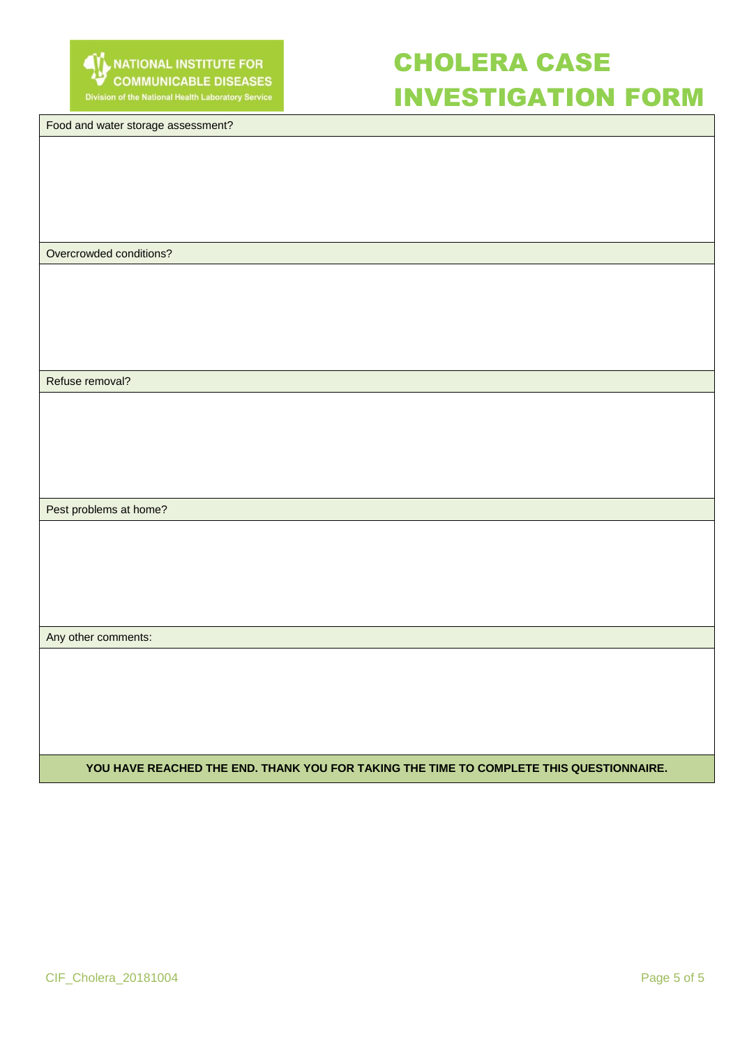| Food and water storage assessment? |
|---|
| |

| Overcrowded conditions? |
|---|
| |

| Refuse removal? |
|---|
| |

| Pest problems at home? |
|---|
| |

| Any other comments: |
|---|
| |

**YOU HAVE REACHED THE END. THANK YOU FOR TAKING THE TIME TO COMPLETE THIS QUESTIONNAIRE.**